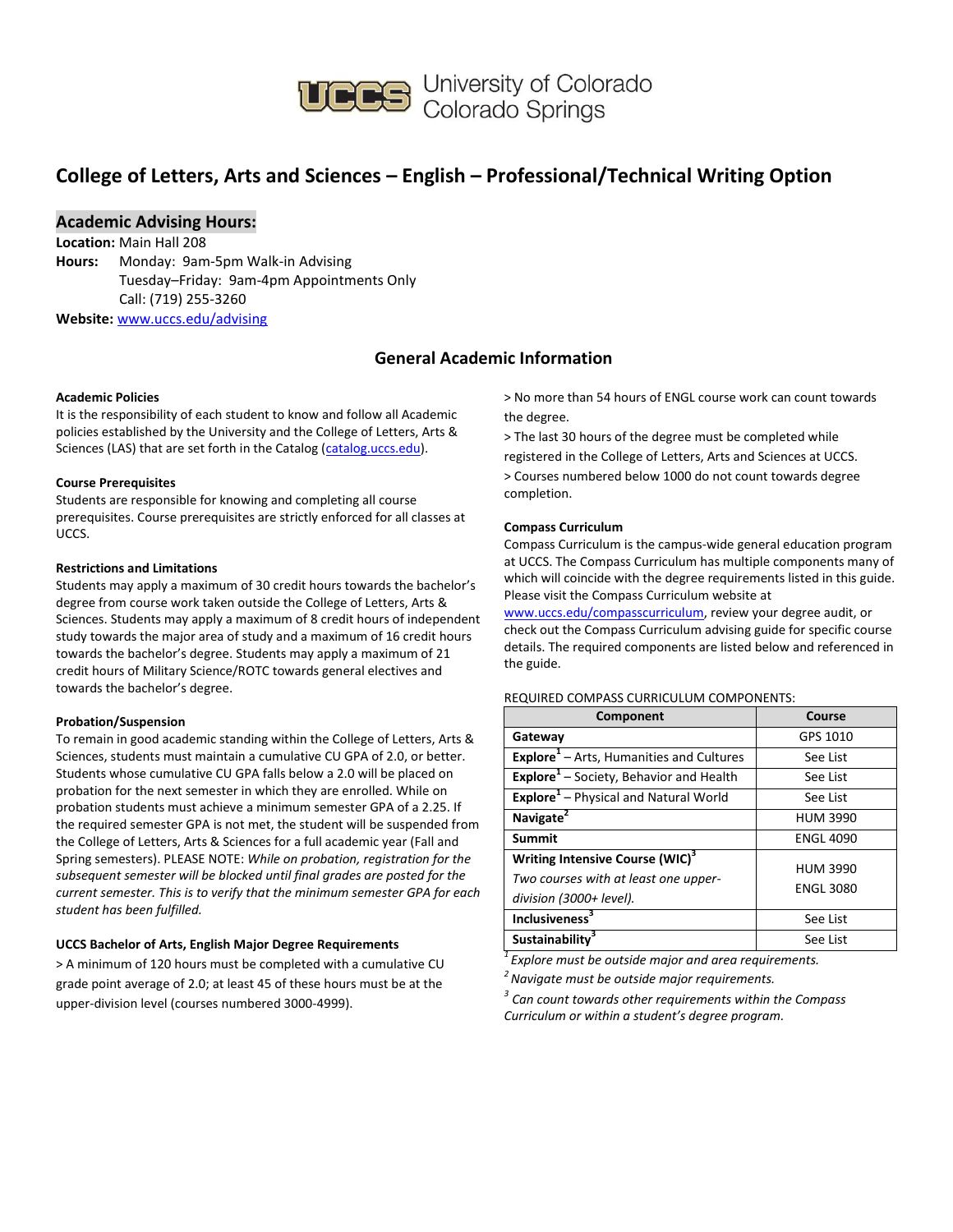University of Colorado Colorado Springs

# College of Letters, Arts and Sciences – English – Professional/Technical Writing Option

## Academic Advising Hours:

**Location:** Main Hall 208
**Hours:** Monday: 9am-5pm Walk-in Advising
Tuesday–Friday: 9am-4pm Appointments Only
Call: (719) 255-3260
**Website:** [www.uccs.edu/advising](www.uccs.edu/advising)

## General Academic Information

**Academic Policies**
It is the responsibility of each student to know and follow all Academic policies established by the University and the College of Letters, Arts & Sciences (LAS) that are set forth in the Catalog ([catalog.uccs.edu](catalog.uccs.edu)).

**Course Prerequisites**
Students are responsible for knowing and completing all course prerequisites. Course prerequisites are strictly enforced for all classes at UCCS.

**Restrictions and Limitations**
Students may apply a maximum of 30 credit hours towards the bachelor's degree from course work taken outside the College of Letters, Arts & Sciences. Students may apply a maximum of 8 credit hours of independent study towards the major area of study and a maximum of 16 credit hours towards the bachelor's degree. Students may apply a maximum of 21 credit hours of Military Science/ROTC towards general electives and towards the bachelor's degree.

**Probation/Suspension**
To remain in good academic standing within the College of Letters, Arts & Sciences, students must maintain a cumulative CU GPA of 2.0, or better. Students whose cumulative CU GPA falls below a 2.0 will be placed on probation for the next semester in which they are enrolled. While on probation students must achieve a minimum semester GPA of a 2.25. If the required semester GPA is not met, the student will be suspended from the College of Letters, Arts & Sciences for a full academic year (Fall and Spring semesters). PLEASE NOTE: *While on probation, registration for the subsequent semester will be blocked until final grades are posted for the current semester. This is to verify that the minimum semester GPA for each student has been fulfilled.*

**UCCS Bachelor of Arts, English Major Degree Requirements**
> A minimum of 120 hours must be completed with a cumulative CU grade point average of 2.0; at least 45 of these hours must be at the upper-division level (courses numbered 3000-4999).
> No more than 54 hours of ENGL course work can count towards the degree.
> The last 30 hours of the degree must be completed while registered in the College of Letters, Arts and Sciences at UCCS.
> Courses numbered below 1000 do not count towards degree completion.

**Compass Curriculum**
Compass Curriculum is the campus-wide general education program at UCCS. The Compass Curriculum has multiple components many of which will coincide with the degree requirements listed in this guide. Please visit the Compass Curriculum website at [www.uccs.edu/compasscurriculum](www.uccs.edu/compasscurriculum), review your degree audit, or check out the Compass Curriculum advising guide for specific course details. The required components are listed below and referenced in the guide.

REQUIRED COMPASS CURRICULUM COMPONENTS:

| Component | Course |
|---|---|
| **Gateway** | GPS 1010 |
| **Explore**[1] – Arts, Humanities and Cultures | See List |
| **Explore**[1] – Society, Behavior and Health | See List |
| **Explore**[1] – Physical and Natural World | See List |
| **Navigate**[2] | HUM 3990 |
| **Summit** | ENGL 4090 |
| **Writing Intensive Course (WIC)**[3] *Two courses with at least one upper-division (3000+ level).* | HUM 3990 ENGL 3080 |
| **Inclusiveness**[3] | See List |
| **Sustainability**[3] | See List |

[1] *Explore must be outside major and area requirements.*
[2] *Navigate must be outside major requirements.*
[3] *Can count towards other requirements within the Compass Curriculum or within a student's degree program.*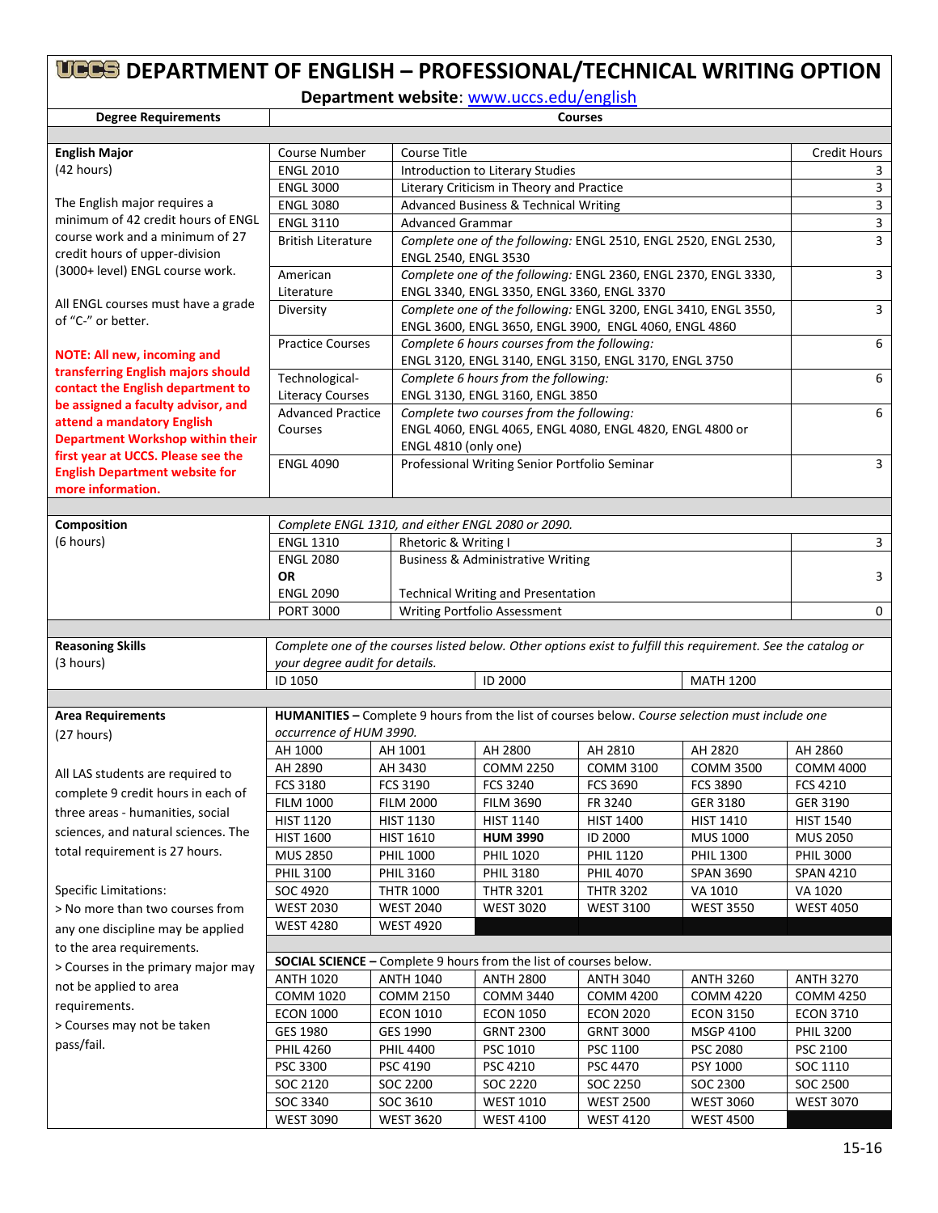# UCCS DEPARTMENT OF ENGLISH – PROFESSIONAL/TECHNICAL WRITING OPTION

**Department website**: www.uccs.edu/english

| Degree Requirements | Courses | | |
|---|---|---|---|
| **English Major** (42 hours) | Course Number | Course Title | Credit Hours |
| The English major requires a minimum of 42 credit hours of ENGL course work and a minimum of 27 credit hours of upper-division (3000+ level) ENGL course work. | ENGL 2010 | Introduction to Literary Studies | 3 |
| All ENGL courses must have a grade of "C-" or better. | ENGL 3000 | Literary Criticism in Theory and Practice | 3 |
| **NOTE: All new, incoming and transferring English majors should contact the English department to be assigned a faculty advisor, and attend a mandatory English Department Workshop within their first year at UCCS. Please see the English Department website for more information.** | ENGL 3080 | Advanced Business & Technical Writing | 3 |
| | ENGL 3110 | Advanced Grammar | 3 |
| | British Literature | *Complete one of the following:* ENGL 2510, ENGL 2520, ENGL 2530, ENGL 2540, ENGL 3530 | 3 |
| | American Literature | *Complete one of the following:* ENGL 2360, ENGL 2370, ENGL 3330, ENGL 3340, ENGL 3350, ENGL 3360, ENGL 3370 | 3 |
| | Diversity | *Complete one of the following:* ENGL 3200, ENGL 3410, ENGL 3550, ENGL 3600, ENGL 3650, ENGL 3900, ENGL 4060, ENGL 4860 | 3 |
| | Practice Courses | *Complete 6 hours courses from the following:* ENGL 3120, ENGL 3140, ENGL 3150, ENGL 3170, ENGL 3750 | 6 |
| | Technological-Literacy Courses | *Complete 6 hours from the following:* ENGL 3130, ENGL 3160, ENGL 3850 | 6 |
| | Advanced Practice Courses | *Complete two courses from the following:* ENGL 4060, ENGL 4065, ENGL 4080, ENGL 4820, ENGL 4800 or ENGL 4810 (only one) | 6 |
| | ENGL 4090 | Professional Writing Senior Portfolio Seminar | 3 |

| Degree Requirements | Courses | | |
|---|---|---|---|
| **Composition** (6 hours) | *Complete ENGL 1310, and either ENGL 2080 or 2090.* | | |
| | ENGL 1310 | Rhetoric & Writing I | 3 |
| | ENGL 2080 **OR** ENGL 2090 | Business & Administrative Writing / Technical Writing and Presentation | 3 |
| | PORT 3000 | Writing Portfolio Assessment | 0 |

| Degree Requirements | Courses | | |
|---|---|---|---|
| **Reasoning Skills** (3 hours) | *Complete one of the courses listed below. Other options exist to fulfill this requirement. See the catalog or your degree audit for details.* | | |
| | ID 1050 | ID 2000 | MATH 1200 |

**Area Requirements** (27 hours)

All LAS students are required to complete 9 credit hours in each of three areas - humanities, social sciences, and natural sciences. The total requirement is 27 hours.

Specific Limitations:
> No more than two courses from any one discipline may be applied to the area requirements.
> Courses in the primary major may not be applied to area requirements.
> Courses may not be taken pass/fail.

**HUMANITIES –** Complete 9 hours from the list of courses below. *Course selection must include one occurrence of HUM 3990.*

| | | | | | |
|---|---|---|---|---|---|
| AH 1000 | AH 1001 | AH 2800 | AH 2810 | AH 2820 | AH 2860 |
| AH 2890 | AH 3430 | COMM 2250 | COMM 3100 | COMM 3500 | COMM 4000 |
| FCS 3180 | FCS 3190 | FCS 3240 | FCS 3690 | FCS 3890 | FCS 4210 |
| FILM 1000 | FILM 2000 | FILM 3690 | FR 3240 | GER 3180 | GER 3190 |
| HIST 1120 | HIST 1130 | HIST 1140 | HIST 1400 | HIST 1410 | HIST 1540 |
| HIST 1600 | HIST 1610 | **HUM 3990** | ID 2000 | MUS 1000 | MUS 2050 |
| MUS 2850 | PHIL 1000 | PHIL 1020 | PHIL 1120 | PHIL 1300 | PHIL 3000 |
| PHIL 3100 | PHIL 3160 | PHIL 3180 | PHIL 4070 | SPAN 3690 | SPAN 4210 |
| SOC 4920 | THTR 1000 | THTR 3201 | THTR 3202 | VA 1010 | VA 1020 |
| WEST 2030 | WEST 2040 | WEST 3020 | WEST 3100 | WEST 3550 | WEST 4050 |
| WEST 4280 | WEST 4920 | | | | |

**SOCIAL SCIENCE –** Complete 9 hours from the list of courses below.

| | | | | | |
|---|---|---|---|---|---|
| ANTH 1020 | ANTH 1040 | ANTH 2800 | ANTH 3040 | ANTH 3260 | ANTH 3270 |
| COMM 1020 | COMM 2150 | COMM 3440 | COMM 4200 | COMM 4220 | COMM 4250 |
| ECON 1000 | ECON 1010 | ECON 1050 | ECON 2020 | ECON 3150 | ECON 3710 |
| GES 1980 | GES 1990 | GRNT 2300 | GRNT 3000 | MSGP 4100 | PHIL 3200 |
| PHIL 4260 | PHIL 4400 | PSC 1010 | PSC 1100 | PSC 2080 | PSC 2100 |
| PSC 3300 | PSC 4190 | PSC 4210 | PSC 4470 | PSY 1000 | SOC 1110 |
| SOC 2120 | SOC 2200 | SOC 2220 | SOC 2250 | SOC 2300 | SOC 2500 |
| SOC 3340 | SOC 3610 | WEST 1010 | WEST 2500 | WEST 3060 | WEST 3070 |
| WEST 3090 | WEST 3620 | WEST 4100 | WEST 4120 | WEST 4500 | |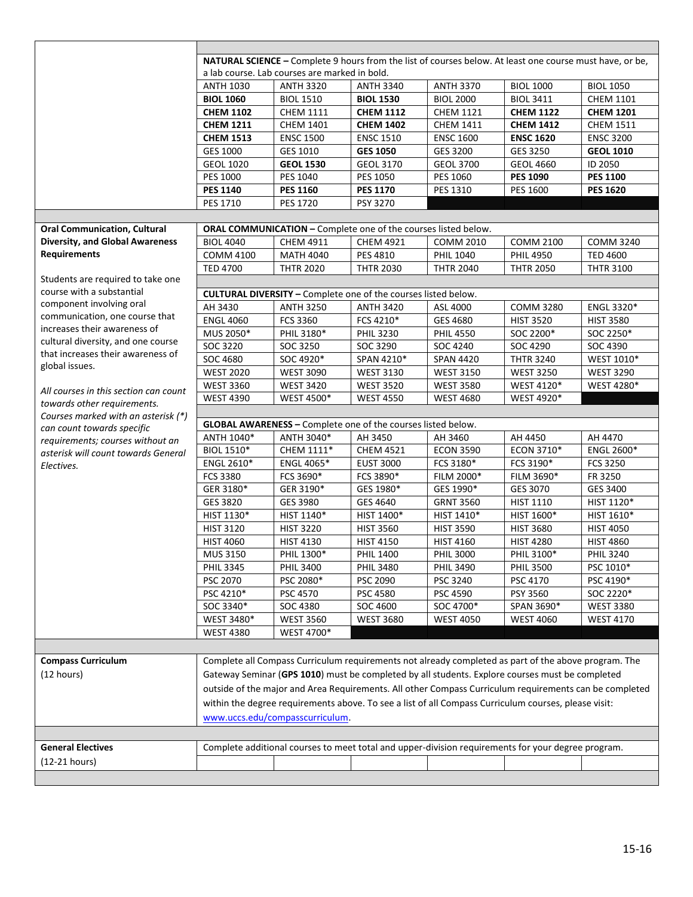| | | | | | | |
|---|---|---|---|---|---|---|
| | **NATURAL SCIENCE –** Complete 9 hours from the list of courses below. At least one course must have, or be, a lab course. Lab courses are marked in bold. | | | | | |
| | ANTH 1030 | ANTH 3320 | ANTH 3340 | ANTH 3370 | BIOL 1000 | BIOL 1050 |
| | **BIOL 1060** | BIOL 1510 | **BIOL 1530** | BIOL 2000 | BIOL 3411 | CHEM 1101 |
| | **CHEM 1102** | CHEM 1111 | **CHEM 1112** | CHEM 1121 | **CHEM 1122** | **CHEM 1201** |
| | **CHEM 1211** | CHEM 1401 | **CHEM 1402** | CHEM 1411 | **CHEM 1412** | CHEM 1511 |
| | **CHEM 1513** | ENSC 1500 | ENSC 1510 | ENSC 1600 | **ENSC 1620** | ENSC 3200 |
| | GES 1000 | GES 1010 | **GES 1050** | GES 3200 | GES 3250 | **GEOL 1010** |
| | GEOL 1020 | **GEOL 1530** | GEOL 3170 | GEOL 3700 | GEOL 4660 | ID 2050 |
| | PES 1000 | PES 1040 | PES 1050 | PES 1060 | **PES 1090** | **PES 1100** |
| | **PES 1140** | **PES 1160** | **PES 1170** | PES 1310 | PES 1600 | **PES 1620** |
| | PES 1710 | PES 1720 | PSY 3270 | | | |

| | | | | | | |
|---|---|---|---|---|---|---|
| **Oral Communication, Cultural Diversity, and Global Awareness Requirements** | **ORAL COMMUNICATION –** Complete one of the courses listed below. | | | | | |
| | BIOL 4040 | CHEM 4911 | CHEM 4921 | COMM 2010 | COMM 2100 | COMM 3240 |
| | COMM 4100 | MATH 4040 | PES 4810 | PHIL 1040 | PHIL 4950 | TED 4600 |
| | TED 4700 | THTR 2020 | THTR 2030 | THTR 2040 | THTR 2050 | THTR 3100 |
| Students are required to take one course with a substantial component involving oral communication, one course that increases their awareness of cultural diversity, and one course that increases their awareness of global issues. | **CULTURAL DIVERSITY –** Complete one of the courses listed below. | | | | | |
| | AH 3430 | ANTH 3250 | ANTH 3420 | ASL 4000 | COMM 3280 | ENGL 3320* |
| | ENGL 4060 | FCS 3360 | FCS 4210* | GES 4680 | HIST 3520 | HIST 3580 |
| | MUS 2050* | PHIL 3180* | PHIL 3230 | PHIL 4550 | SOC 2200* | SOC 2250* |
| | SOC 3220 | SOC 3250 | SOC 3290 | SOC 4240 | SOC 4290 | SOC 4390 |
| | SOC 4680 | SOC 4920* | SPAN 4210* | SPAN 4420 | THTR 3240 | WEST 1010* |
| *All courses in this section can count towards other requirements. Courses marked with an asterisk (*) can count towards specific requirements; courses without an asterisk will count towards General Electives.* | WEST 2020 | WEST 3090 | WEST 3130 | WEST 3150 | WEST 3250 | WEST 3290 |
| | WEST 3360 | WEST 3420 | WEST 3520 | WEST 3580 | WEST 4120* | WEST 4280* |
| | WEST 4390 | WEST 4500* | WEST 4550 | WEST 4680 | WEST 4920* | |
| | **GLOBAL AWARENESS –** Complete one of the courses listed below. | | | | | |
| | ANTH 1040* | ANTH 3040* | AH 3450 | AH 3460 | AH 4450 | AH 4470 |
| | BIOL 1510* | CHEM 1111* | CHEM 4521 | ECON 3590 | ECON 3710* | ENGL 2600* |
| | ENGL 2610* | ENGL 4065* | EUST 3000 | FCS 3180* | FCS 3190* | FCS 3250 |
| | FCS 3380 | FCS 3690* | FCS 3890* | FILM 2000* | FILM 3690* | FR 3250 |
| | GER 3180* | GER 3190* | GES 1980* | GES 1990* | GES 3070 | GES 3400 |
| | GES 3820 | GES 3980 | GES 4640 | GRNT 3560 | HIST 1110 | HIST 1120* |
| | HIST 1130* | HIST 1140* | HIST 1400* | HIST 1410* | HIST 1600* | HIST 1610* |
| | HIST 3120 | HIST 3220 | HIST 3560 | HIST 3590 | HIST 3680 | HIST 4050 |
| | HIST 4060 | HIST 4130 | HIST 4150 | HIST 4160 | HIST 4280 | HIST 4860 |
| | MUS 3150 | PHIL 1300* | PHIL 1400 | PHIL 3000 | PHIL 3100* | PHIL 3240 |
| | PHIL 3345 | PHIL 3400 | PHIL 3480 | PHIL 3490 | PHIL 3500 | PSC 1010* |
| | PSC 2070 | PSC 2080* | PSC 2090 | PSC 3240 | PSC 4170 | PSC 4190* |
| | PSC 4210* | PSC 4570 | PSC 4580 | PSC 4590 | PSY 3560 | SOC 2220* |
| | SOC 3340* | SOC 4380 | SOC 4600 | SOC 4700* | SPAN 3690* | WEST 3380 |
| | WEST 3480* | WEST 3560 | WEST 3680 | WEST 4050 | WEST 4060 | WEST 4170 |
| | WEST 4380 | WEST 4700* | | | | |

| | |
|---|---|
| **Compass Curriculum** (12 hours) | Complete all Compass Curriculum requirements not already completed as part of the above program. The Gateway Seminar (**GPS 1010**) must be completed by all students. Explore courses must be completed outside of the major and Area Requirements. All other Compass Curriculum requirements can be completed within the degree requirements above. To see a list of all Compass Curriculum courses, please visit: [www.uccs.edu/compasscurriculum](www.uccs.edu/compasscurriculum). |

| | | | | | | |
|---|---|---|---|---|---|---|
| **General Electives** | Complete additional courses to meet total and upper-division requirements for your degree program. | | | | | |
| (12-21 hours) | | | | | | |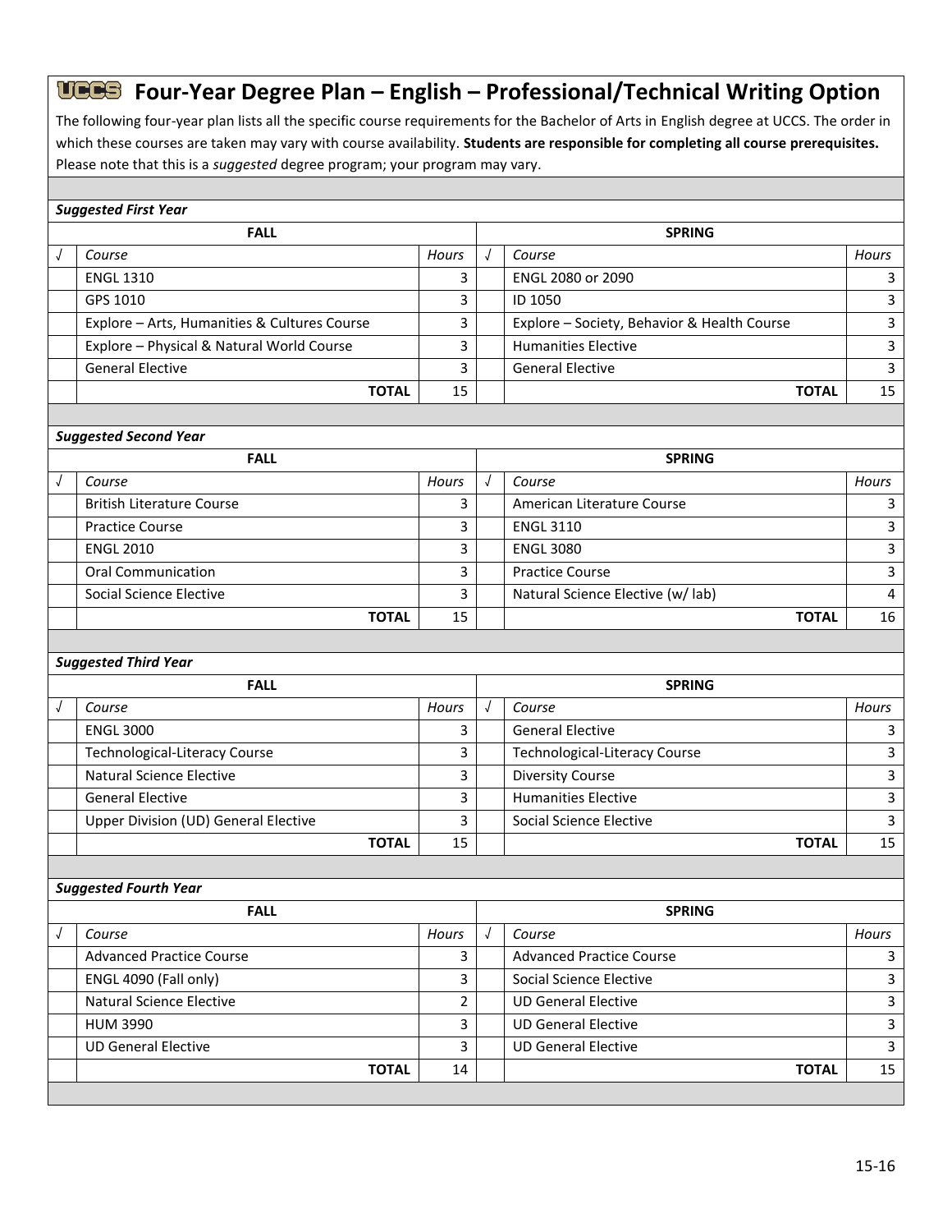# UCCS Four-Year Degree Plan – English – Professional/Technical Writing Option

The following four-year plan lists all the specific course requirements for the Bachelor of Arts in English degree at UCCS. The order in which these courses are taken may vary with course availability. **Students are responsible for completing all course prerequisites.** Please note that this is a *suggested* degree program; your program may vary.

***Suggested First Year***

| FALL | | | SPRING | | |
|---|---|---|---|---|---|
| √ | *Course* | *Hours* | √ | *Course* | *Hours* |
| | ENGL 1310 | 3 | | ENGL 2080 or 2090 | 3 |
| | GPS 1010 | 3 | | ID 1050 | 3 |
| | Explore – Arts, Humanities & Cultures Course | 3 | | Explore – Society, Behavior & Health Course | 3 |
| | Explore – Physical & Natural World Course | 3 | | Humanities Elective | 3 |
| | General Elective | 3 | | General Elective | 3 |
| | **TOTAL** | 15 | | **TOTAL** | 15 |

***Suggested Second Year***

| FALL | | | SPRING | | |
|---|---|---|---|---|---|
| √ | *Course* | *Hours* | √ | *Course* | *Hours* |
| | British Literature Course | 3 | | American Literature Course | 3 |
| | Practice Course | 3 | | ENGL 3110 | 3 |
| | ENGL 2010 | 3 | | ENGL 3080 | 3 |
| | Oral Communication | 3 | | Practice Course | 3 |
| | Social Science Elective | 3 | | Natural Science Elective (w/ lab) | 4 |
| | **TOTAL** | 15 | | **TOTAL** | 16 |

***Suggested Third Year***

| FALL | | | SPRING | | |
|---|---|---|---|---|---|
| √ | *Course* | *Hours* | √ | *Course* | *Hours* |
| | ENGL 3000 | 3 | | General Elective | 3 |
| | Technological-Literacy Course | 3 | | Technological-Literacy Course | 3 |
| | Natural Science Elective | 3 | | Diversity Course | 3 |
| | General Elective | 3 | | Humanities Elective | 3 |
| | Upper Division (UD) General Elective | 3 | | Social Science Elective | 3 |
| | **TOTAL** | 15 | | **TOTAL** | 15 |

***Suggested Fourth Year***

| FALL | | | SPRING | | |
|---|---|---|---|---|---|
| √ | *Course* | *Hours* | √ | *Course* | *Hours* |
| | Advanced Practice Course | 3 | | Advanced Practice Course | 3 |
| | ENGL 4090 (Fall only) | 3 | | Social Science Elective | 3 |
| | Natural Science Elective | 2 | | UD General Elective | 3 |
| | HUM 3990 | 3 | | UD General Elective | 3 |
| | UD General Elective | 3 | | UD General Elective | 3 |
| | **TOTAL** | 14 | | **TOTAL** | 15 |

15-16